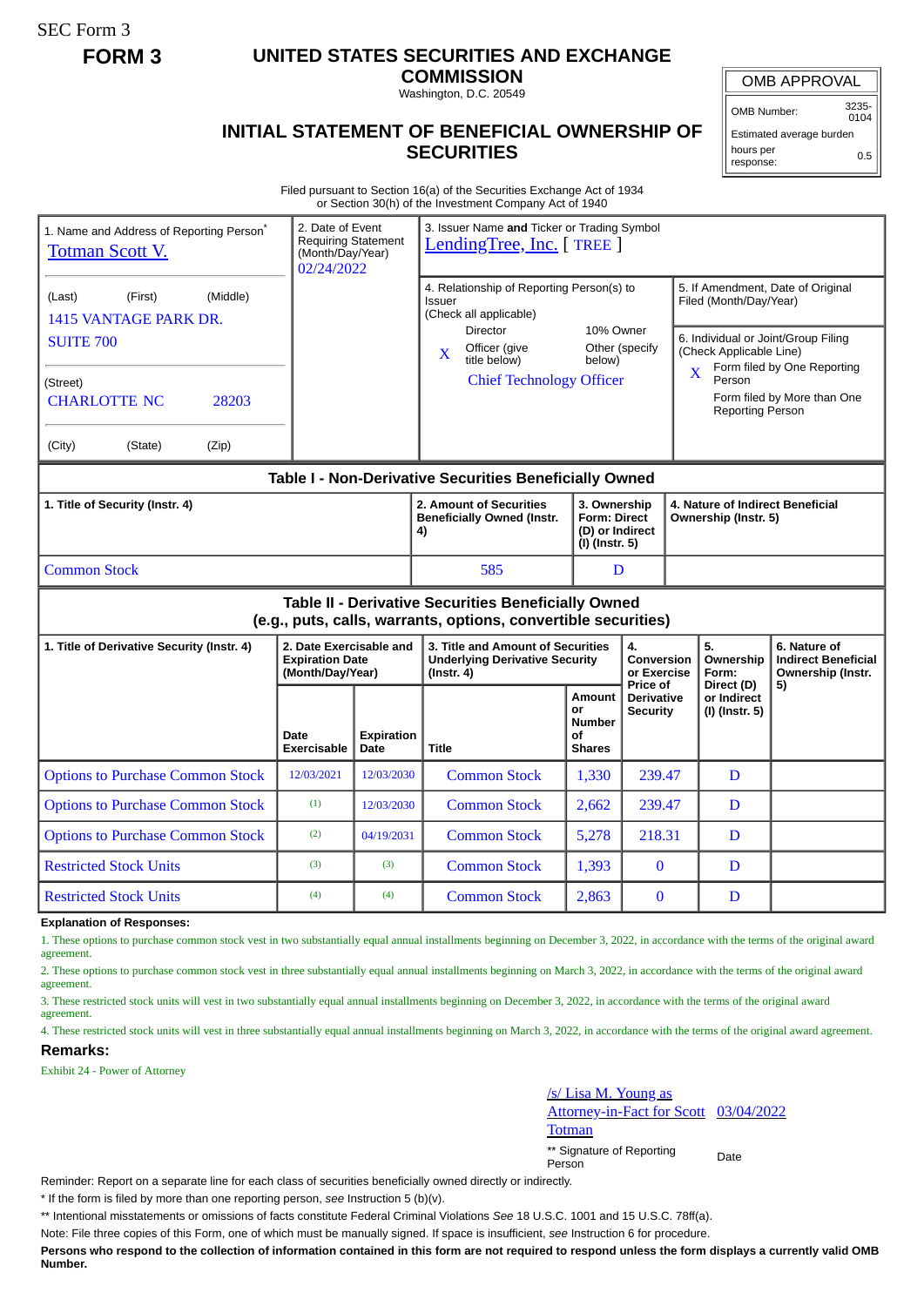SEC Form 3

**FORM 3**

# UNITED STATES SECURITIES AND EXCHANGE COMMISSION

Washington, D.C. 20549

## INITIAL STATEMENT OF BENEFICIAL OWNERSHIP OF SECURITIES

| OMB APPROVAL | |
|---|---|
| OMB Number: | 3235-0104 |
| Estimated average burden | |
| hours per response: | 0.5 |

Filed pursuant to Section 16(a) of the Securities Exchange Act of 1934 or Section 30(h) of the Investment Company Act of 1940

1. Name and Address of Reporting Person*
Totman Scott V.

(Last) (First) (Middle)
1415 VANTAGE PARK DR.
SUITE 700

(Street)
CHARLOTTE NC 28203

(City) (State) (Zip)

2. Date of Event Requiring Statement (Month/Day/Year)
02/24/2022

3. Issuer Name and Ticker or Trading Symbol
LendingTree, Inc. [ TREE ]

4. Relationship of Reporting Person(s) to Issuer (Check all applicable)
Director
10% Owner
X Officer (give title below)
Other (specify below)
Chief Technology Officer

5. If Amendment, Date of Original Filed (Month/Day/Year)

6. Individual or Joint/Group Filing (Check Applicable Line)
X Form filed by One Reporting Person
Form filed by More than One Reporting Person

### Table I - Non-Derivative Securities Beneficially Owned

| 1. Title of Security (Instr. 4) | 2. Amount of Securities Beneficially Owned (Instr. 4) | 3. Ownership Form: Direct (D) or Indirect (I) (Instr. 5) | 4. Nature of Indirect Beneficial Ownership (Instr. 5) |
|---|---|---|---|
| Common Stock | 585 | D | |

### Table II - Derivative Securities Beneficially Owned (e.g., puts, calls, warrants, options, convertible securities)

| 1. Title of Derivative Security (Instr. 4) | 2. Date Exercisable and Expiration Date (Month/Day/Year) | | 3. Title and Amount of Securities Underlying Derivative Security (Instr. 4) | | 4. Conversion or Exercise Price of Derivative Security | 5. Ownership Form: Direct (D) or Indirect (I) (Instr. 5) | 6. Nature of Indirect Beneficial Ownership (Instr. 5) |
|---|---|---|---|---|---|---|---|
| | Date Exercisable | Expiration Date | Title | Amount or Number of Shares | | | |
| Options to Purchase Common Stock | 12/03/2021 | 12/03/2030 | Common Stock | 1,330 | 239.47 | D | |
| Options to Purchase Common Stock | (1) | 12/03/2030 | Common Stock | 2,662 | 239.47 | D | |
| Options to Purchase Common Stock | (2) | 04/19/2031 | Common Stock | 5,278 | 218.31 | D | |
| Restricted Stock Units | (3) | (3) | Common Stock | 1,393 | 0 | D | |
| Restricted Stock Units | (4) | (4) | Common Stock | 2,863 | 0 | D | |

**Explanation of Responses:**

1. These options to purchase common stock vest in two substantially equal annual installments beginning on December 3, 2022, in accordance with the terms of the original award agreement.
2. These options to purchase common stock vest in three substantially equal annual installments beginning on March 3, 2022, in accordance with the terms of the original award agreement.
3. These restricted stock units will vest in two substantially equal annual installments beginning on December 3, 2022, in accordance with the terms of the original award agreement.
4. These restricted stock units will vest in three substantially equal annual installments beginning on March 3, 2022, in accordance with the terms of the original award agreement.

**Remarks:**

Exhibit 24 - Power of Attorney

/s/ Lisa M. Young as Attorney-in-Fact for Scott Totman    03/04/2022

** Signature of Reporting Person    Date

Reminder: Report on a separate line for each class of securities beneficially owned directly or indirectly.

* If the form is filed by more than one reporting person, *see* Instruction 5 (b)(v).

** Intentional misstatements or omissions of facts constitute Federal Criminal Violations *See* 18 U.S.C. 1001 and 15 U.S.C. 78ff(a).

Note: File three copies of this Form, one of which must be manually signed. If space is insufficient, *see* Instruction 6 for procedure.

**Persons who respond to the collection of information contained in this form are not required to respond unless the form displays a currently valid OMB Number.**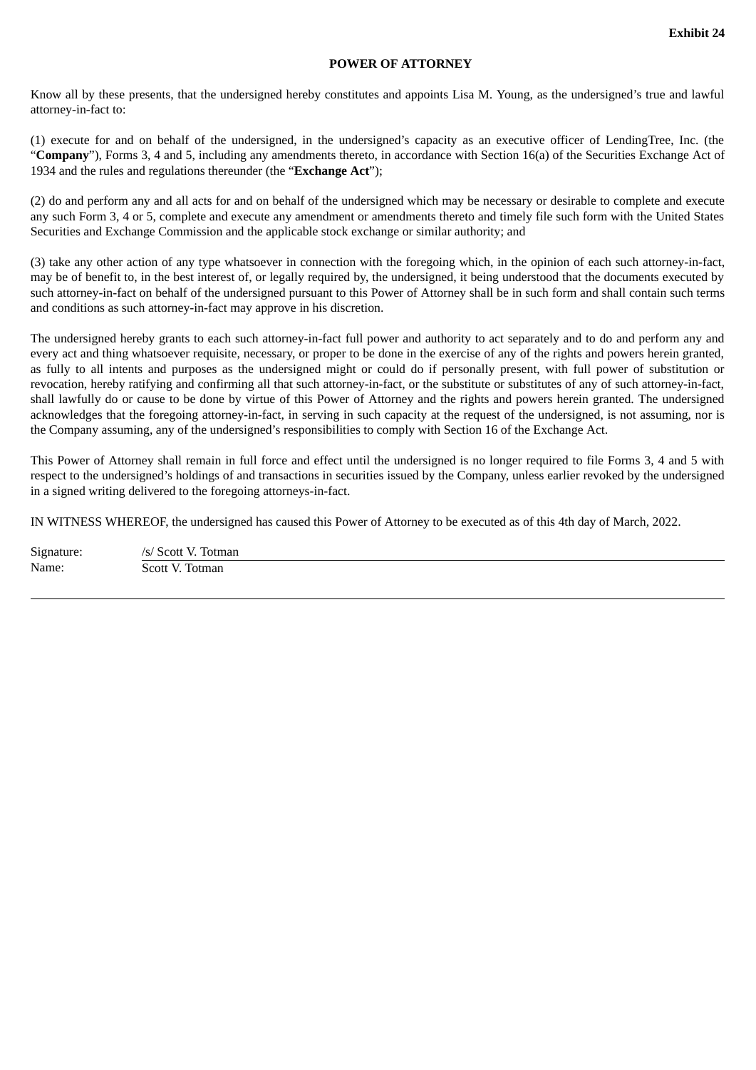**Exhibit 24**

**POWER OF ATTORNEY**

Know all by these presents, that the undersigned hereby constitutes and appoints Lisa M. Young, as the undersigned's true and lawful attorney-in-fact to:

(1) execute for and on behalf of the undersigned, in the undersigned's capacity as an executive officer of LendingTree, Inc. (the "**Company**"), Forms 3, 4 and 5, including any amendments thereto, in accordance with Section 16(a) of the Securities Exchange Act of 1934 and the rules and regulations thereunder (the "**Exchange Act**");

(2) do and perform any and all acts for and on behalf of the undersigned which may be necessary or desirable to complete and execute any such Form 3, 4 or 5, complete and execute any amendment or amendments thereto and timely file such form with the United States Securities and Exchange Commission and the applicable stock exchange or similar authority; and

(3) take any other action of any type whatsoever in connection with the foregoing which, in the opinion of each such attorney-in-fact, may be of benefit to, in the best interest of, or legally required by, the undersigned, it being understood that the documents executed by such attorney-in-fact on behalf of the undersigned pursuant to this Power of Attorney shall be in such form and shall contain such terms and conditions as such attorney-in-fact may approve in his discretion.

The undersigned hereby grants to each such attorney-in-fact full power and authority to act separately and to do and perform any and every act and thing whatsoever requisite, necessary, or proper to be done in the exercise of any of the rights and powers herein granted, as fully to all intents and purposes as the undersigned might or could do if personally present, with full power of substitution or revocation, hereby ratifying and confirming all that such attorney-in-fact, or the substitute or substitutes of any of such attorney-in-fact, shall lawfully do or cause to be done by virtue of this Power of Attorney and the rights and powers herein granted. The undersigned acknowledges that the foregoing attorney-in-fact, in serving in such capacity at the request of the undersigned, is not assuming, nor is the Company assuming, any of the undersigned's responsibilities to comply with Section 16 of the Exchange Act.

This Power of Attorney shall remain in full force and effect until the undersigned is no longer required to file Forms 3, 4 and 5 with respect to the undersigned's holdings of and transactions in securities issued by the Company, unless earlier revoked by the undersigned in a signed writing delivered to the foregoing attorneys-in-fact.

IN WITNESS WHEREOF, the undersigned has caused this Power of Attorney to be executed as of this 4th day of March, 2022.

| | |
|---|---|
| Signature: | /s/ Scott V. Totman |
| Name: | Scott V. Totman |